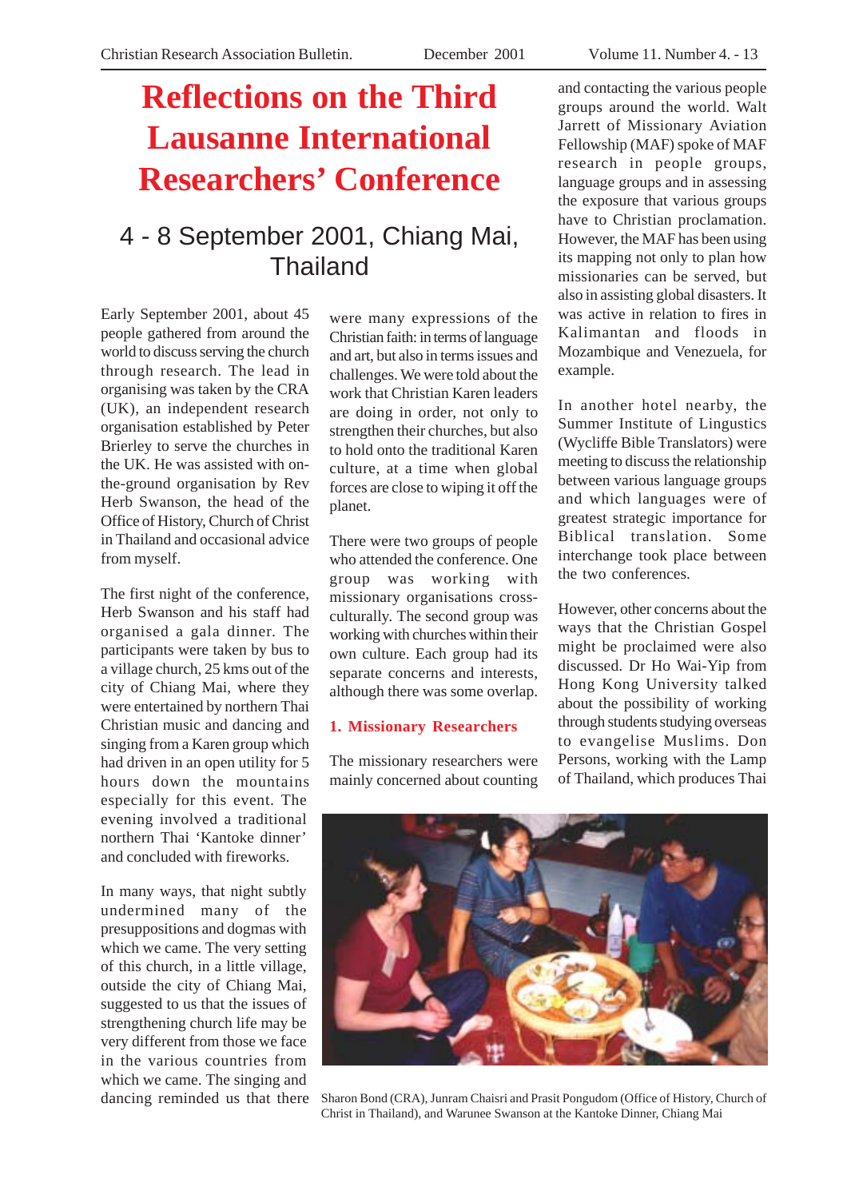# Reflections on the Third Lausanne International Researchers' Conference

## 4 - 8 September 2001, Chiang Mai, Thailand

Early September 2001, about 45 people gathered from around the world to discuss serving the church through research. The lead in organising was taken by the CRA (UK), an independent research organisation established by Peter Brierley to serve the churches in the UK. He was assisted with on-the-ground organisation by Rev Herb Swanson, the head of the Office of History, Church of Christ in Thailand and occasional advice from myself.

The first night of the conference, Herb Swanson and his staff had organised a gala dinner. The participants were taken by bus to a village church, 25 kms out of the city of Chiang Mai, where they were entertained by northern Thai Christian music and dancing and singing from a Karen group which had driven in an open utility for 5 hours down the mountains especially for this event. The evening involved a traditional northern Thai 'Kantoke dinner' and concluded with fireworks.

In many ways, that night subtly undermined many of the presuppositions and dogmas with which we came. The very setting of this church, in a little village, outside the city of Chiang Mai, suggested to us that the issues of strengthening church life may be very different from those we face in the various countries from which we came. The singing and dancing reminded us that there were many expressions of the Christian faith: in terms of language and art, but also in terms issues and challenges. We were told about the work that Christian Karen leaders are doing in order, not only to strengthen their churches, but also to hold onto the traditional Karen culture, at a time when global forces are close to wiping it off the planet.

There were two groups of people who attended the conference. One group was working with missionary organisations cross-culturally. The second group was working with churches within their own culture. Each group had its separate concerns and interests, although there was some overlap.

### 1. Missionary Researchers

The missionary researchers were mainly concerned about counting and contacting the various people groups around the world. Walt Jarrett of Missionary Aviation Fellowship (MAF) spoke of MAF research in people groups, language groups and in assessing the exposure that various groups have to Christian proclamation. However, the MAF has been using its mapping not only to plan how missionaries can be served, but also in assisting global disasters. It was active in relation to fires in Kalimantan and floods in Mozambique and Venezuela, for example.

In another hotel nearby, the Summer Institute of Lingustics (Wycliffe Bible Translators) were meeting to discuss the relationship between various language groups and which languages were of greatest strategic importance for Biblical translation. Some interchange took place between the two conferences.

However, other concerns about the ways that the Christian Gospel might be proclaimed were also discussed. Dr Ho Wai-Yip from Hong Kong University talked about the possibility of working through students studying overseas to evangelise Muslims. Don Persons, working with the Lamp of Thailand, which produces Thai

Sharon Bond (CRA), Junram Chaisri and Prasit Pongudom (Office of History, Church of Christ in Thailand), and Warunee Swanson at the Kantoke Dinner, Chiang Mai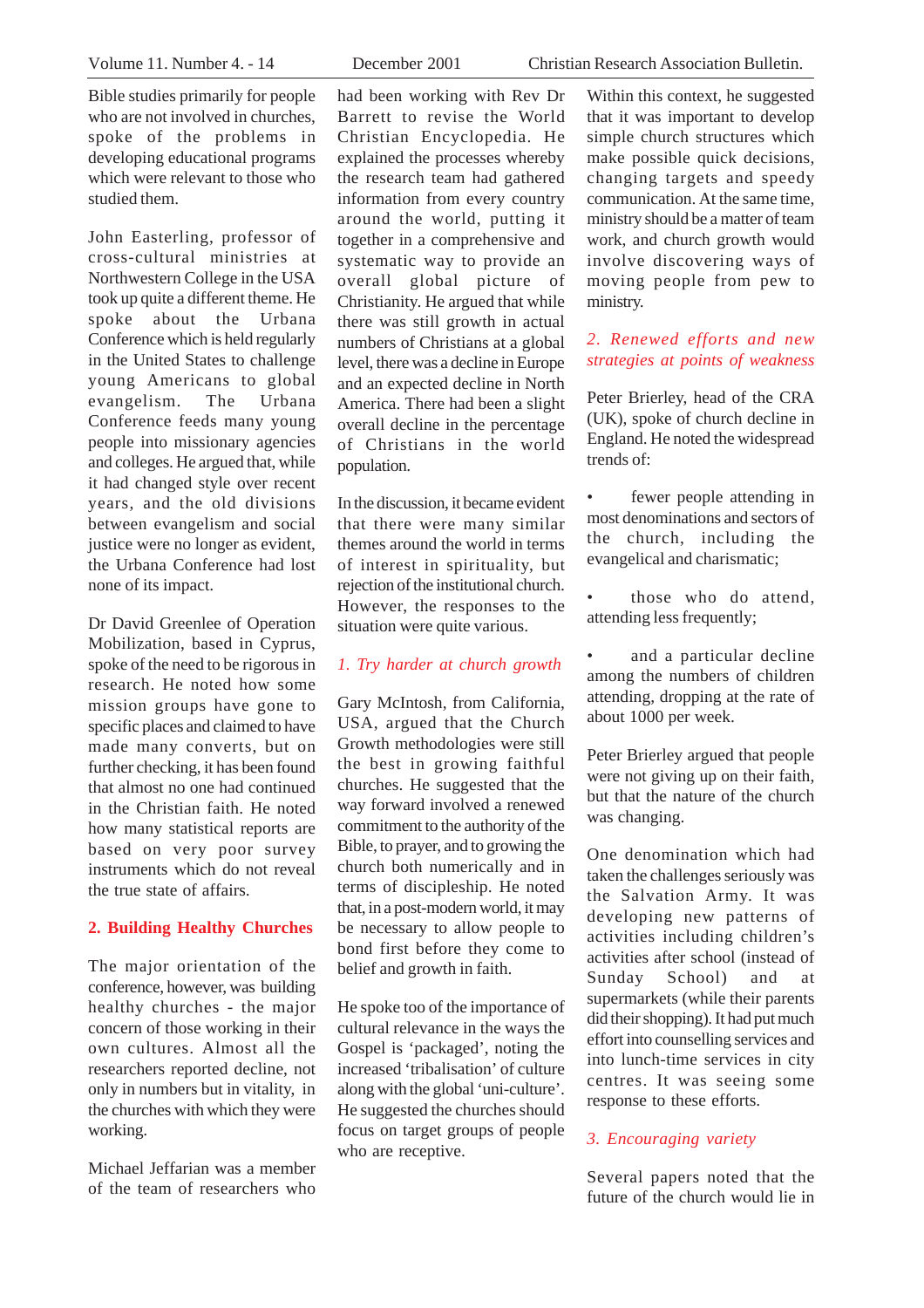Bible studies primarily for people who are not involved in churches, spoke of the problems in developing educational programs which were relevant to those who studied them.

John Easterling, professor of cross-cultural ministries at Northwestern College in the USA took up quite a different theme. He spoke about the Urbana Conference which is held regularly in the United States to challenge young Americans to global evangelism. The Urbana Conference feeds many young people into missionary agencies and colleges. He argued that, while it had changed style over recent years, and the old divisions between evangelism and social justice were no longer as evident, the Urbana Conference had lost none of its impact.

Dr David Greenlee of Operation Mobilization, based in Cyprus, spoke of the need to be rigorous in research. He noted how some mission groups have gone to specific places and claimed to have made many converts, but on further checking, it has been found that almost no one had continued in the Christian faith. He noted how many statistical reports are based on very poor survey instruments which do not reveal the true state of affairs.

## 2. Building Healthy Churches

The major orientation of the conference, however, was building healthy churches - the major concern of those working in their own cultures. Almost all the researchers reported decline, not only in numbers but in vitality, in the churches with which they were working.

Michael Jeffarian was a member of the team of researchers who had been working with Rev Dr Barrett to revise the World Christian Encyclopedia. He explained the processes whereby the research team had gathered information from every country around the world, putting it together in a comprehensive and systematic way to provide an overall global picture of Christianity. He argued that while there was still growth in actual numbers of Christians at a global level, there was a decline in Europe and an expected decline in North America. There had been a slight overall decline in the percentage of Christians in the world population.

In the discussion, it became evident that there were many similar themes around the world in terms of interest in spirituality, but rejection of the institutional church. However, the responses to the situation were quite various.

### *1. Try harder at church growth*

Gary McIntosh, from California, USA, argued that the Church Growth methodologies were still the best in growing faithful churches. He suggested that the way forward involved a renewed commitment to the authority of the Bible, to prayer, and to growing the church both numerically and in terms of discipleship. He noted that, in a post-modern world, it may be necessary to allow people to bond first before they come to belief and growth in faith.

He spoke too of the importance of cultural relevance in the ways the Gospel is 'packaged', noting the increased 'tribalisation' of culture along with the global 'uni-culture'. He suggested the churches should focus on target groups of people who are receptive.

Within this context, he suggested that it was important to develop simple church structures which make possible quick decisions, changing targets and speedy communication. At the same time, ministry should be a matter of team work, and church growth would involve discovering ways of moving people from pew to ministry.

### *2. Renewed efforts and new strategies at points of weakness*

Peter Brierley, head of the CRA (UK), spoke of church decline in England. He noted the widespread trends of:

- fewer people attending in most denominations and sectors of the church, including the evangelical and charismatic;
- those who do attend, attending less frequently;
- and a particular decline among the numbers of children attending, dropping at the rate of about 1000 per week.

Peter Brierley argued that people were not giving up on their faith, but that the nature of the church was changing.

One denomination which had taken the challenges seriously was the Salvation Army. It was developing new patterns of activities including children's activities after school (instead of Sunday School) and at supermarkets (while their parents did their shopping). It had put much effort into counselling services and into lunch-time services in city centres. It was seeing some response to these efforts.

### *3. Encouraging variety*

Several papers noted that the future of the church would lie in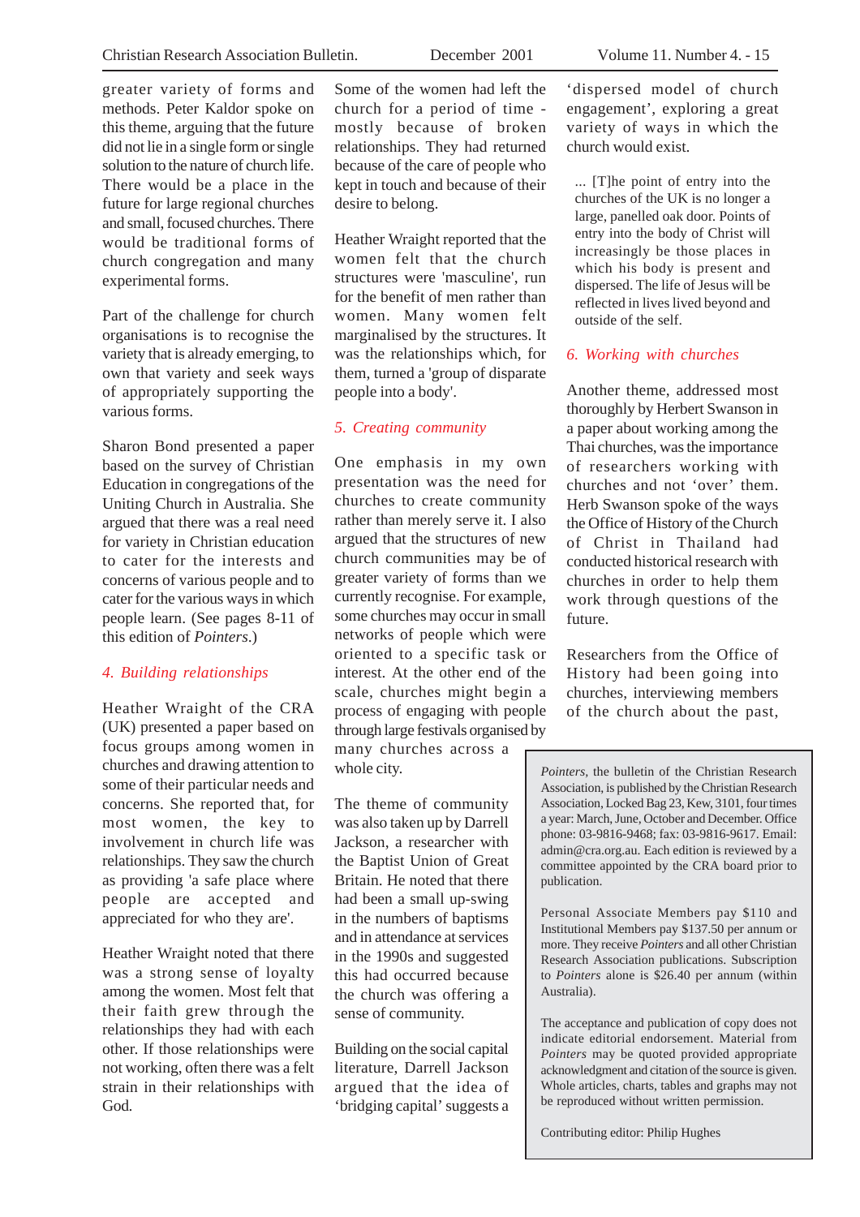greater variety of forms and methods. Peter Kaldor spoke on this theme, arguing that the future did not lie in a single form or single solution to the nature of church life. There would be a place in the future for large regional churches and small, focused churches. There would be traditional forms of church congregation and many experimental forms.

Part of the challenge for church organisations is to recognise the variety that is already emerging, to own that variety and seek ways of appropriately supporting the various forms.

Sharon Bond presented a paper based on the survey of Christian Education in congregations of the Uniting Church in Australia. She argued that there was a real need for variety in Christian education to cater for the interests and concerns of various people and to cater for the various ways in which people learn. (See pages 8-11 of this edition of *Pointers*.)

### *4. Building relationships*

Heather Wraight of the CRA (UK) presented a paper based on focus groups among women in churches and drawing attention to some of their particular needs and concerns. She reported that, for most women, the key to involvement in church life was relationships. They saw the church as providing 'a safe place where people are accepted and appreciated for who they are'.

Heather Wraight noted that there was a strong sense of loyalty among the women. Most felt that their faith grew through the relationships they had with each other. If those relationships were not working, often there was a felt strain in their relationships with God.

Some of the women had left the church for a period of time - mostly because of broken relationships. They had returned because of the care of people who kept in touch and because of their desire to belong.

Heather Wraight reported that the women felt that the church structures were 'masculine', run for the benefit of men rather than women. Many women felt marginalised by the structures. It was the relationships which, for them, turned a 'group of disparate people into a body'.

### *5. Creating community*

One emphasis in my own presentation was the need for churches to create community rather than merely serve it. I also argued that the structures of new church communities may be of greater variety of forms than we currently recognise. For example, some churches may occur in small networks of people which were oriented to a specific task or interest. At the other end of the scale, churches might begin a process of engaging with people through large festivals organised by many churches across a whole city.

The theme of community was also taken up by Darrell Jackson, a researcher with the Baptist Union of Great Britain. He noted that there had been a small up-swing in the numbers of baptisms and in attendance at services in the 1990s and suggested this had occurred because the church was offering a sense of community.

Building on the social capital literature, Darrell Jackson argued that the idea of 'bridging capital' suggests a 'dispersed model of church engagement', exploring a great variety of ways in which the church would exist.

> ... [T]he point of entry into the churches of the UK is no longer a large, panelled oak door. Points of entry into the body of Christ will increasingly be those places in which his body is present and dispersed. The life of Jesus will be reflected in lives lived beyond and outside of the self.

### *6. Working with churches*

Another theme, addressed most thoroughly by Herbert Swanson in a paper about working among the Thai churches, was the importance of researchers working with churches and not 'over' them. Herb Swanson spoke of the ways the Office of History of the Church of Christ in Thailand had conducted historical research with churches in order to help them work through questions of the future.

Researchers from the Office of History had been going into churches, interviewing members of the church about the past,

---

*Pointers*, the bulletin of the Christian Research Association, is published by the Christian Research Association, Locked Bag 23, Kew, 3101, four times a year: March, June, October and December. Office phone: 03-9816-9468; fax: 03-9816-9617. Email: admin@cra.org.au. Each edition is reviewed by a committee appointed by the CRA board prior to publication.

Personal Associate Members pay $110 and Institutional Members pay $137.50 per annum or more. They receive *Pointers* and all other Christian Research Association publications. Subscription to *Pointers* alone is $26.40 per annum (within Australia).

The acceptance and publication of copy does not indicate editorial endorsement. Material from *Pointers* may be quoted provided appropriate acknowledgment and citation of the source is given. Whole articles, charts, tables and graphs may not be reproduced without written permission.

Contributing editor: Philip Hughes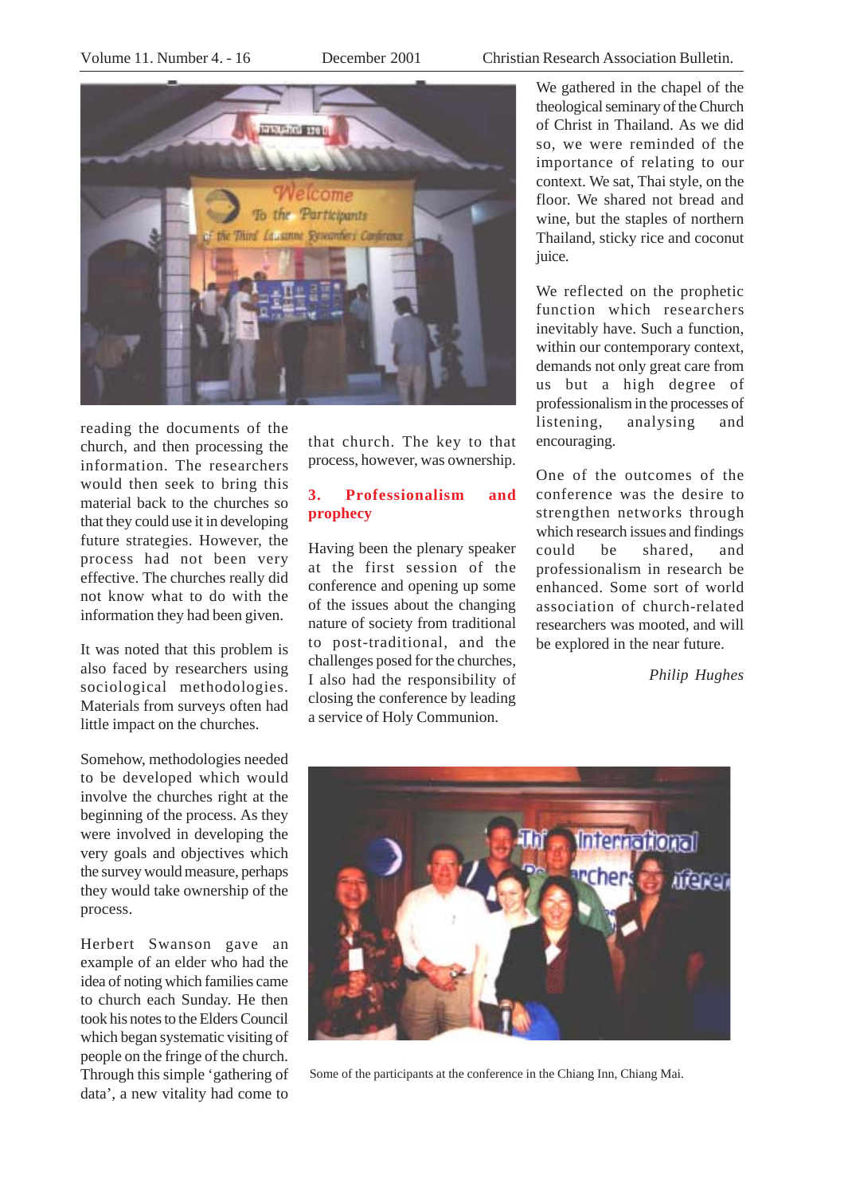reading the documents of the church, and then processing the information. The researchers would then seek to bring this material back to the churches so that they could use it in developing future strategies. However, the process had not been very effective. The churches really did not know what to do with the information they had been given.

It was noted that this problem is also faced by researchers using sociological methodologies. Materials from surveys often had little impact on the churches.

Somehow, methodologies needed to be developed which would involve the churches right at the beginning of the process. As they were involved in developing the very goals and objectives which the survey would measure, perhaps they would take ownership of the process.

Herbert Swanson gave an example of an elder who had the idea of noting which families came to church each Sunday. He then took his notes to the Elders Council which began systematic visiting of people on the fringe of the church. Through this simple 'gathering of data', a new vitality had come to that church. The key to that process, however, was ownership.

### 3. Professionalism and prophecy

Having been the plenary speaker at the first session of the conference and opening up some of the issues about the changing nature of society from traditional to post-traditional, and the challenges posed for the churches, I also had the responsibility of closing the conference by leading a service of Holy Communion.

We gathered in the chapel of the theological seminary of the Church of Christ in Thailand. As we did so, we were reminded of the importance of relating to our context. We sat, Thai style, on the floor. We shared not bread and wine, but the staples of northern Thailand, sticky rice and coconut juice.

We reflected on the prophetic function which researchers inevitably have. Such a function, within our contemporary context, demands not only great care from us but a high degree of professionalism in the processes of listening, analysing and encouraging.

One of the outcomes of the conference was the desire to strengthen networks through which research issues and findings could be shared, and professionalism in research be enhanced. Some sort of world association of church-related researchers was mooted, and will be explored in the near future.

*Philip Hughes*

Some of the participants at the conference in the Chiang Inn, Chiang Mai.